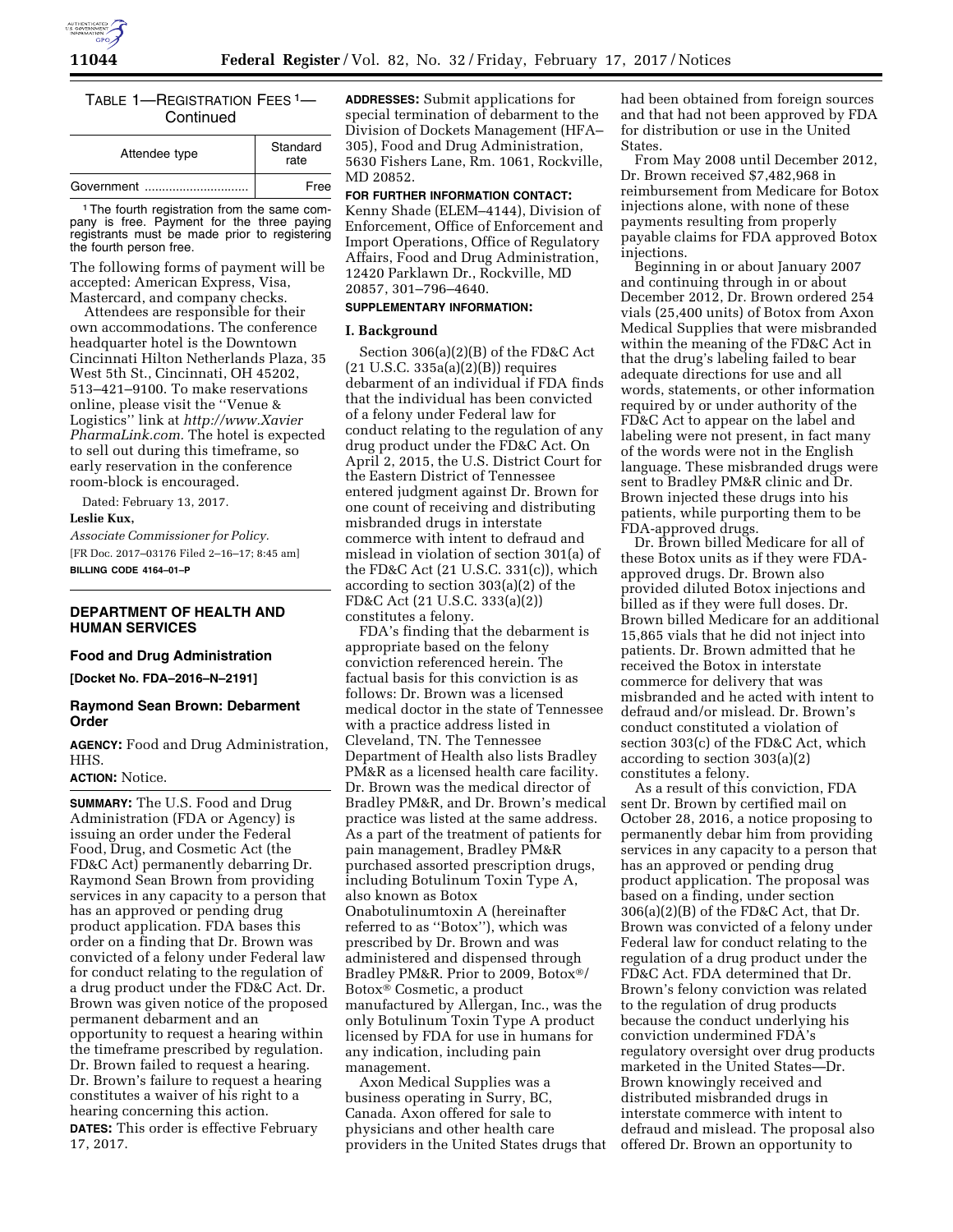TABLE 1—REGISTRATION FEES [1]—Continued

| Attendee type | Standard rate |
| --- | --- |
| Government | Free |

[1] The fourth registration from the same company is free. Payment for the three paying registrants must be made prior to registering the fourth person free.

The following forms of payment will be accepted: American Express, Visa, Mastercard, and company checks.

Attendees are responsible for their own accommodations. The conference headquarter hotel is the Downtown Cincinnati Hilton Netherlands Plaza, 35 West 5th St., Cincinnati, OH 45202, 513–421–9100. To make reservations online, please visit the ''Venue & Logistics'' link at *http://www.XavierPharmaLink.com.* The hotel is expected to sell out during this timeframe, so early reservation in the conference room-block is encouraged.

Dated: February 13, 2017.

**Leslie Kux,**

*Associate Commissioner for Policy.*

[FR Doc. 2017–03176 Filed 2–16–17; 8:45 am]

**BILLING CODE 4164–01–P**

## DEPARTMENT OF HEALTH AND HUMAN SERVICES

### Food and Drug Administration

**[Docket No. FDA–2016–N–2191]**

### Raymond Sean Brown: Debarment Order

**AGENCY:** Food and Drug Administration, HHS.

**ACTION:** Notice.

**SUMMARY:** The U.S. Food and Drug Administration (FDA or Agency) is issuing an order under the Federal Food, Drug, and Cosmetic Act (the FD&C Act) permanently debarring Dr. Raymond Sean Brown from providing services in any capacity to a person that has an approved or pending drug product application. FDA bases this order on a finding that Dr. Brown was convicted of a felony under Federal law for conduct relating to the regulation of a drug product under the FD&C Act. Dr. Brown was given notice of the proposed permanent debarment and an opportunity to request a hearing within the timeframe prescribed by regulation. Dr. Brown failed to request a hearing. Dr. Brown's failure to request a hearing constitutes a waiver of his right to a hearing concerning this action.

**DATES:** This order is effective February 17, 2017.

**ADDRESSES:** Submit applications for special termination of debarment to the Division of Dockets Management (HFA–305), Food and Drug Administration, 5630 Fishers Lane, Rm. 1061, Rockville, MD 20852.

**FOR FURTHER INFORMATION CONTACT:** Kenny Shade (ELEM–4144), Division of Enforcement, Office of Enforcement and Import Operations, Office of Regulatory Affairs, Food and Drug Administration, 12420 Parklawn Dr., Rockville, MD 20857, 301–796–4640.

**SUPPLEMENTARY INFORMATION:**

**I. Background**

Section 306(a)(2)(B) of the FD&C Act (21 U.S.C. 335a(a)(2)(B)) requires debarment of an individual if FDA finds that the individual has been convicted of a felony under Federal law for conduct relating to the regulation of any drug product under the FD&C Act. On April 2, 2015, the U.S. District Court for the Eastern District of Tennessee entered judgment against Dr. Brown for one count of receiving and distributing misbranded drugs in interstate commerce with intent to defraud and mislead in violation of section 301(a) of the FD&C Act (21 U.S.C. 331(c)), which according to section 303(a)(2) of the FD&C Act (21 U.S.C. 333(a)(2)) constitutes a felony.

FDA's finding that the debarment is appropriate based on the felony conviction referenced herein. The factual basis for this conviction is as follows: Dr. Brown was a licensed medical doctor in the state of Tennessee with a practice address listed in Cleveland, TN. The Tennessee Department of Health also lists Bradley PM&R as a licensed health care facility. Dr. Brown was the medical director of Bradley PM&R, and Dr. Brown's medical practice was listed at the same address. As a part of the treatment of patients for pain management, Bradley PM&R purchased assorted prescription drugs, including Botulinum Toxin Type A, also known as Botox Onabotulinumtoxin A (hereinafter referred to as ''Botox''), which was prescribed by Dr. Brown and was administered and dispensed through Bradley PM&R. Prior to 2009, Botox®/Botox® Cosmetic, a product manufactured by Allergan, Inc., was the only Botulinum Toxin Type A product licensed by FDA for use in humans for any indication, including pain management.

Axon Medical Supplies was a business operating in Surry, BC, Canada. Axon offered for sale to physicians and other health care providers in the United States drugs that had been obtained from foreign sources and that had not been approved by FDA for distribution or use in the United States.

From May 2008 until December 2012, Dr. Brown received $7,482,968 in reimbursement from Medicare for Botox injections alone, with none of these payments resulting from properly payable claims for FDA approved Botox injections.

Beginning in or about January 2007 and continuing through in or about December 2012, Dr. Brown ordered 254 vials (25,400 units) of Botox from Axon Medical Supplies that were misbranded within the meaning of the FD&C Act in that the drug's labeling failed to bear adequate directions for use and all words, statements, or other information required by or under authority of the FD&C Act to appear on the label and labeling were not present, in fact many of the words were not in the English language. These misbranded drugs were sent to Bradley PM&R clinic and Dr. Brown injected these drugs into his patients, while purporting them to be FDA-approved drugs.

Dr. Brown billed Medicare for all of these Botox units as if they were FDA-approved drugs. Dr. Brown also provided diluted Botox injections and billed as if they were full doses. Dr. Brown billed Medicare for an additional 15,865 vials that he did not inject into patients. Dr. Brown admitted that he received the Botox in interstate commerce for delivery that was misbranded and he acted with intent to defraud and/or mislead. Dr. Brown's conduct constituted a violation of section 303(c) of the FD&C Act, which according to section 303(a)(2) constitutes a felony.

As a result of this conviction, FDA sent Dr. Brown by certified mail on October 28, 2016, a notice proposing to permanently debar him from providing services in any capacity to a person that has an approved or pending drug product application. The proposal was based on a finding, under section 306(a)(2)(B) of the FD&C Act, that Dr. Brown was convicted of a felony under Federal law for conduct relating to the regulation of a drug product under the FD&C Act. FDA determined that Dr. Brown's felony conviction was related to the regulation of drug products because the conduct underlying his conviction undermined FDA's regulatory oversight over drug products marketed in the United States—Dr. Brown knowingly received and distributed misbranded drugs in interstate commerce with intent to defraud and mislead. The proposal also offered Dr. Brown an opportunity to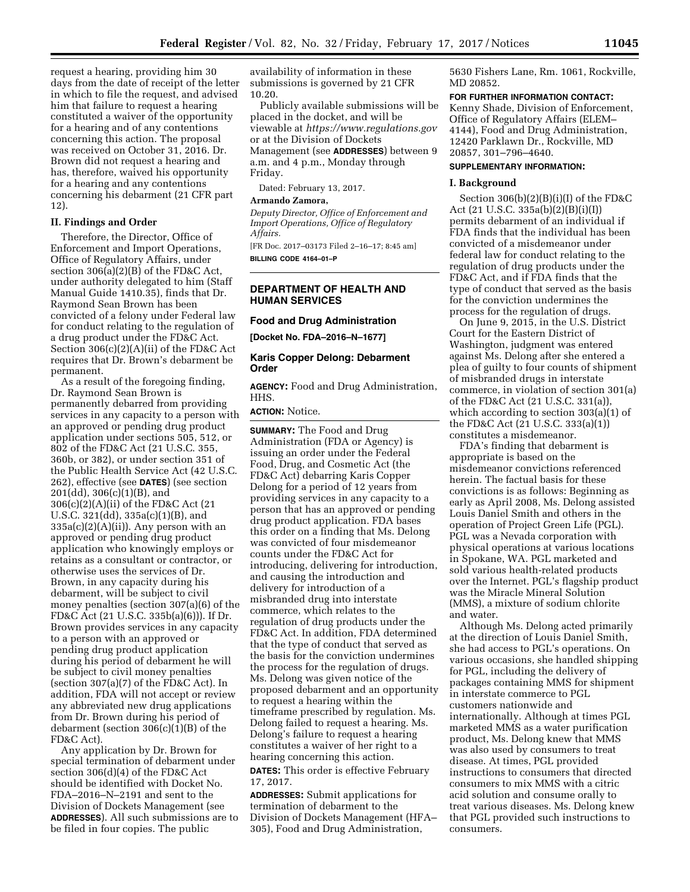request a hearing, providing him 30 days from the date of receipt of the letter in which to file the request, and advised him that failure to request a hearing constituted a waiver of the opportunity for a hearing and of any contentions concerning this action. The proposal was received on October 31, 2016. Dr. Brown did not request a hearing and has, therefore, waived his opportunity for a hearing and any contentions concerning his debarment (21 CFR part 12).

## II. Findings and Order

Therefore, the Director, Office of Enforcement and Import Operations, Office of Regulatory Affairs, under section 306(a)(2)(B) of the FD&C Act, under authority delegated to him (Staff Manual Guide 1410.35), finds that Dr. Raymond Sean Brown has been convicted of a felony under Federal law for conduct relating to the regulation of a drug product under the FD&C Act. Section 306(c)(2)(A)(ii) of the FD&C Act requires that Dr. Brown's debarment be permanent.

As a result of the foregoing finding, Dr. Raymond Sean Brown is permanently debarred from providing services in any capacity to a person with an approved or pending drug product application under sections 505, 512, or 802 of the FD&C Act (21 U.S.C. 355, 360b, or 382), or under section 351 of the Public Health Service Act (42 U.S.C. 262), effective (see **DATES**) (see section 201(dd), 306(c)(1)(B), and 306(c)(2)(A)(ii) of the FD&C Act (21 U.S.C. 321(dd), 335a(c)(1)(B), and 335a(c)(2)(A)(ii)). Any person with an approved or pending drug product application who knowingly employs or retains as a consultant or contractor, or otherwise uses the services of Dr. Brown, in any capacity during his debarment, will be subject to civil money penalties (section 307(a)(6) of the FD&C Act (21 U.S.C. 335b(a)(6))). If Dr. Brown provides services in any capacity to a person with an approved or pending drug product application during his period of debarment he will be subject to civil money penalties (section 307(a)(7) of the FD&C Act). In addition, FDA will not accept or review any abbreviated new drug applications from Dr. Brown during his period of debarment (section 306(c)(1)(B) of the FD&C Act).

Any application by Dr. Brown for special termination of debarment under section 306(d)(4) of the FD&C Act should be identified with Docket No. FDA–2016–N–2191 and sent to the Division of Dockets Management (see **ADDRESSES**). All such submissions are to be filed in four copies. The public availability of information in these submissions is governed by 21 CFR 10.20.

Publicly available submissions will be placed in the docket, and will be viewable at *https://www.regulations.gov* or at the Division of Dockets Management (see **ADDRESSES**) between 9 a.m. and 4 p.m., Monday through Friday.

Dated: February 13, 2017.

**Armando Zamora,**

*Deputy Director, Office of Enforcement and Import Operations, Office of Regulatory Affairs.*

[FR Doc. 2017–03173 Filed 2–16–17; 8:45 am]

**BILLING CODE 4164–01–P**

---

## DEPARTMENT OF HEALTH AND HUMAN SERVICES

### Food and Drug Administration

**[Docket No. FDA–2016–N–1677]**

### Karis Copper Delong: Debarment Order

**AGENCY:** Food and Drug Administration, HHS.

**ACTION:** Notice.

**SUMMARY:** The Food and Drug Administration (FDA or Agency) is issuing an order under the Federal Food, Drug, and Cosmetic Act (the FD&C Act) debarring Karis Copper Delong for a period of 12 years from providing services in any capacity to a person that has an approved or pending drug product application. FDA bases this order on a finding that Ms. Delong was convicted of four misdemeanor counts under the FD&C Act for introducing, delivering for introduction, and causing the introduction and delivery for introduction of a misbranded drug into interstate commerce, which relates to the regulation of drug products under the FD&C Act. In addition, FDA determined that the type of conduct that served as the basis for the conviction undermines the process for the regulation of drugs. Ms. Delong was given notice of the proposed debarment and an opportunity to request a hearing within the timeframe prescribed by regulation. Ms. Delong failed to request a hearing. Ms. Delong's failure to request a hearing constitutes a waiver of her right to a hearing concerning this action.

**DATES:** This order is effective February 17, 2017.

**ADDRESSES:** Submit applications for termination of debarment to the Division of Dockets Management (HFA–305), Food and Drug Administration, 5630 Fishers Lane, Rm. 1061, Rockville, MD 20852.

**FOR FURTHER INFORMATION CONTACT:** Kenny Shade, Division of Enforcement, Office of Regulatory Affairs (ELEM–4144), Food and Drug Administration, 12420 Parklawn Dr., Rockville, MD 20857, 301–796–4640.

**SUPPLEMENTARY INFORMATION:**

## I. Background

Section 306(b)(2)(B)(i)(I) of the FD&C Act (21 U.S.C. 335a(b)(2)(B)(i)(I)) permits debarment of an individual if FDA finds that the individual has been convicted of a misdemeanor under federal law for conduct relating to the regulation of drug products under the FD&C Act, and if FDA finds that the type of conduct that served as the basis for the conviction undermines the process for the regulation of drugs.

On June 9, 2015, in the U.S. District Court for the Eastern District of Washington, judgment was entered against Ms. Delong after she entered a plea of guilty to four counts of shipment of misbranded drugs in interstate commerce, in violation of section 301(a) of the FD&C Act (21 U.S.C. 331(a)), which according to section 303(a)(1) of the FD&C Act (21 U.S.C. 333(a)(1)) constitutes a misdemeanor.

FDA's finding that debarment is appropriate is based on the misdemeanor convictions referenced herein. The factual basis for these convictions is as follows: Beginning as early as April 2008, Ms. Delong assisted Louis Daniel Smith and others in the operation of Project Green Life (PGL). PGL was a Nevada corporation with physical operations at various locations in Spokane, WA. PGL marketed and sold various health-related products over the Internet. PGL's flagship product was the Miracle Mineral Solution (MMS), a mixture of sodium chlorite and water.

Although Ms. Delong acted primarily at the direction of Louis Daniel Smith, she had access to PGL's operations. On various occasions, she handled shipping for PGL, including the delivery of packages containing MMS for shipment in interstate commerce to PGL customers nationwide and internationally. Although at times PGL marketed MMS as a water purification product, Ms. Delong knew that MMS was also used by consumers to treat disease. At times, PGL provided instructions to consumers that directed consumers to mix MMS with a citric acid solution and consume orally to treat various diseases. Ms. Delong knew that PGL provided such instructions to consumers.